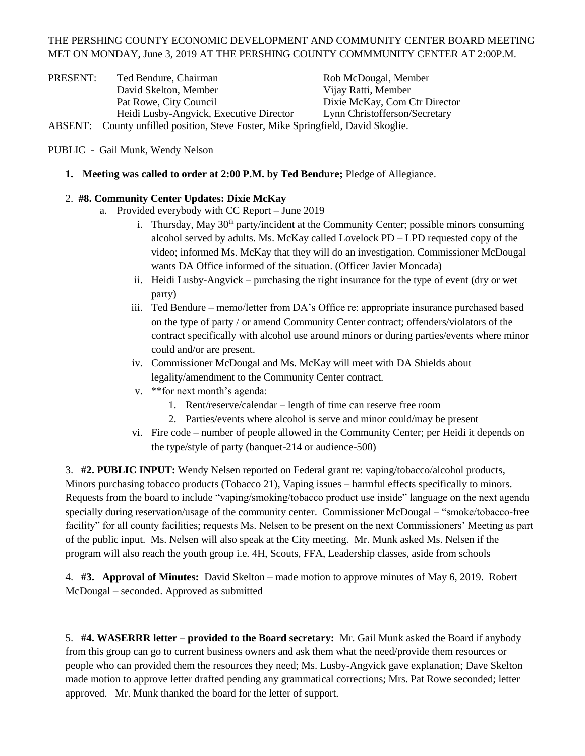THE PERSHING COUNTY ECONOMIC DEVELOPMENT AND COMMUNITY CENTER BOARD MEETING MET ON MONDAY, June 3, 2019 AT THE PERSHING COUNTY COMMMUNITY CENTER AT 2:00P.M.

PRESENT: Ted Bendure, Chairman; Rob McDougal, Member; David Skelton, Member; Vijay Ratti, Member; Pat Rowe, City Council; Dixie McKay, Com Ctr Director; Heidi Lusby-Angvick, Executive Director; Lynn Christofferson/Secretary

ABSENT: County unfilled position, Steve Foster, Mike Springfield, David Skoglie.

PUBLIC - Gail Munk, Wendy Nelson

1. **Meeting was called to order at 2:00 P.M. by Ted Bendure;** Pledge of Allegiance.

2. **#8. Community Center Updates: Dixie McKay**
   a. Provided everybody with CC Report – June 2019
      i. Thursday, May 30th party/incident at the Community Center; possible minors consuming alcohol served by adults. Ms. McKay called Lovelock PD – LPD requested copy of the video; informed Ms. McKay that they will do an investigation. Commissioner McDougal wants DA Office informed of the situation. (Officer Javier Moncada)
      ii. Heidi Lusby-Angvick – purchasing the right insurance for the type of event (dry or wet party)
      iii. Ted Bendure – memo/letter from DA's Office re: appropriate insurance purchased based on the type of party / or amend Community Center contract; offenders/violators of the contract specifically with alcohol use around minors or during parties/events where minor could and/or are present.
      iv. Commissioner McDougal and Ms. McKay will meet with DA Shields about legality/amendment to the Community Center contract.
      v. **for next month's agenda:
         1. Rent/reserve/calendar – length of time can reserve free room
         2. Parties/events where alcohol is serve and minor could/may be present
      vi. Fire code – number of people allowed in the Community Center; per Heidi it depends on the type/style of party (banquet-214 or audience-500)

3. **#2. PUBLIC INPUT:** Wendy Nelsen reported on Federal grant re: vaping/tobacco/alcohol products, Minors purchasing tobacco products (Tobacco 21), Vaping issues – harmful effects specifically to minors. Requests from the board to include "vaping/smoking/tobacco product use inside" language on the next agenda specially during reservation/usage of the community center. Commissioner McDougal – "smoke/tobacco-free facility" for all county facilities; requests Ms. Nelsen to be present on the next Commissioners' Meeting as part of the public input. Ms. Nelsen will also speak at the City meeting. Mr. Munk asked Ms. Nelsen if the program will also reach the youth group i.e. 4H, Scouts, FFA, Leadership classes, aside from schools

4. **#3. Approval of Minutes:** David Skelton – made motion to approve minutes of May 6, 2019. Robert McDougal – seconded. Approved as submitted

5. **#4. WASERRR letter – provided to the Board secretary:** Mr. Gail Munk asked the Board if anybody from this group can go to current business owners and ask them what the need/provide them resources or people who can provided them the resources they need; Ms. Lusby-Angvick gave explanation; Dave Skelton made motion to approve letter drafted pending any grammatical corrections; Mrs. Pat Rowe seconded; letter approved. Mr. Munk thanked the board for the letter of support.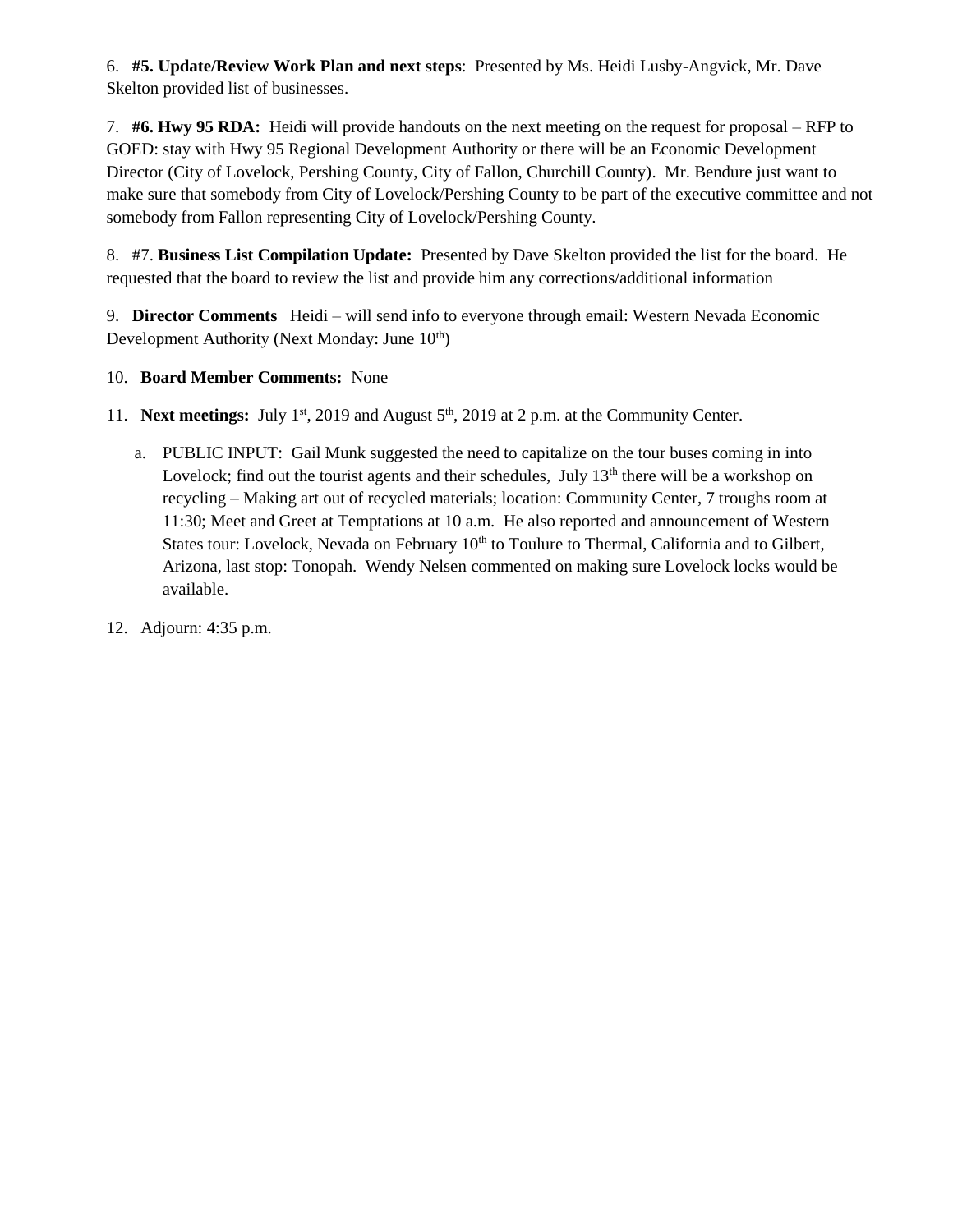6. **#5. Update/Review Work Plan and next steps**: Presented by Ms. Heidi Lusby-Angvick, Mr. Dave Skelton provided list of businesses.

7. **#6. Hwy 95 RDA:** Heidi will provide handouts on the next meeting on the request for proposal – RFP to GOED: stay with Hwy 95 Regional Development Authority or there will be an Economic Development Director (City of Lovelock, Pershing County, City of Fallon, Churchill County). Mr. Bendure just want to make sure that somebody from City of Lovelock/Pershing County to be part of the executive committee and not somebody from Fallon representing City of Lovelock/Pershing County.

8. #7. **Business List Compilation Update:** Presented by Dave Skelton provided the list for the board. He requested that the board to review the list and provide him any corrections/additional information

9. **Director Comments** Heidi – will send info to everyone through email: Western Nevada Economic Development Authority (Next Monday: June 10th)

10. **Board Member Comments:** None

11. **Next meetings:** July 1st, 2019 and August 5th, 2019 at 2 p.m. at the Community Center.

    a. PUBLIC INPUT: Gail Munk suggested the need to capitalize on the tour buses coming in into Lovelock; find out the tourist agents and their schedules, July 13th there will be a workshop on recycling – Making art out of recycled materials; location: Community Center, 7 troughs room at 11:30; Meet and Greet at Temptations at 10 a.m. He also reported and announcement of Western States tour: Lovelock, Nevada on February 10th to Toulure to Thermal, California and to Gilbert, Arizona, last stop: Tonopah. Wendy Nelsen commented on making sure Lovelock locks would be available.

12. Adjourn: 4:35 p.m.